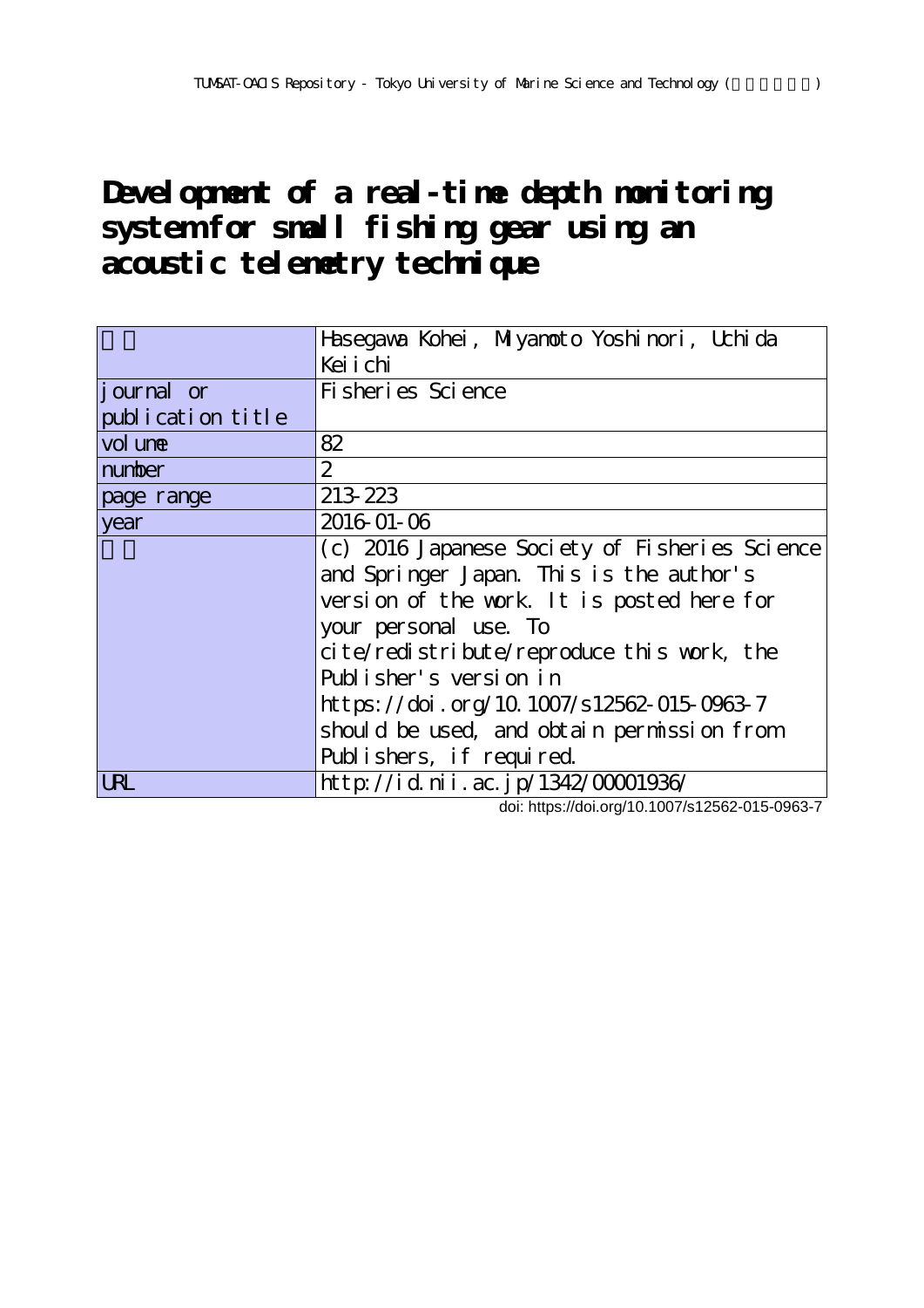# Development of a real-time depth monitoring system for small fishing gear using an acoustic telemetry technique

| 著者 | Hasegawa Kohei, Miyamoto Yoshinori, Uchida Keiichi |
|---|---|
| journal or publication title | Fisheries Science |
| volume | 82 |
| number | 2 |
| page range | 213-223 |
| year | 2016-01-06 |
| 権利 | (c) 2016 Japanese Society of Fisheries Science and Springer Japan. This is the author's version of the work. It is posted here for your personal use. To cite/redistribute/reproduce this work, the Publisher's version in https://doi.org/10.1007/s12562-015-0963-7 should be used, and obtain permission from Publishers, if required. |
| URL | http://id.nii.ac.jp/1342/00001936/ |

doi: https://doi.org/10.1007/s12562-015-0963-7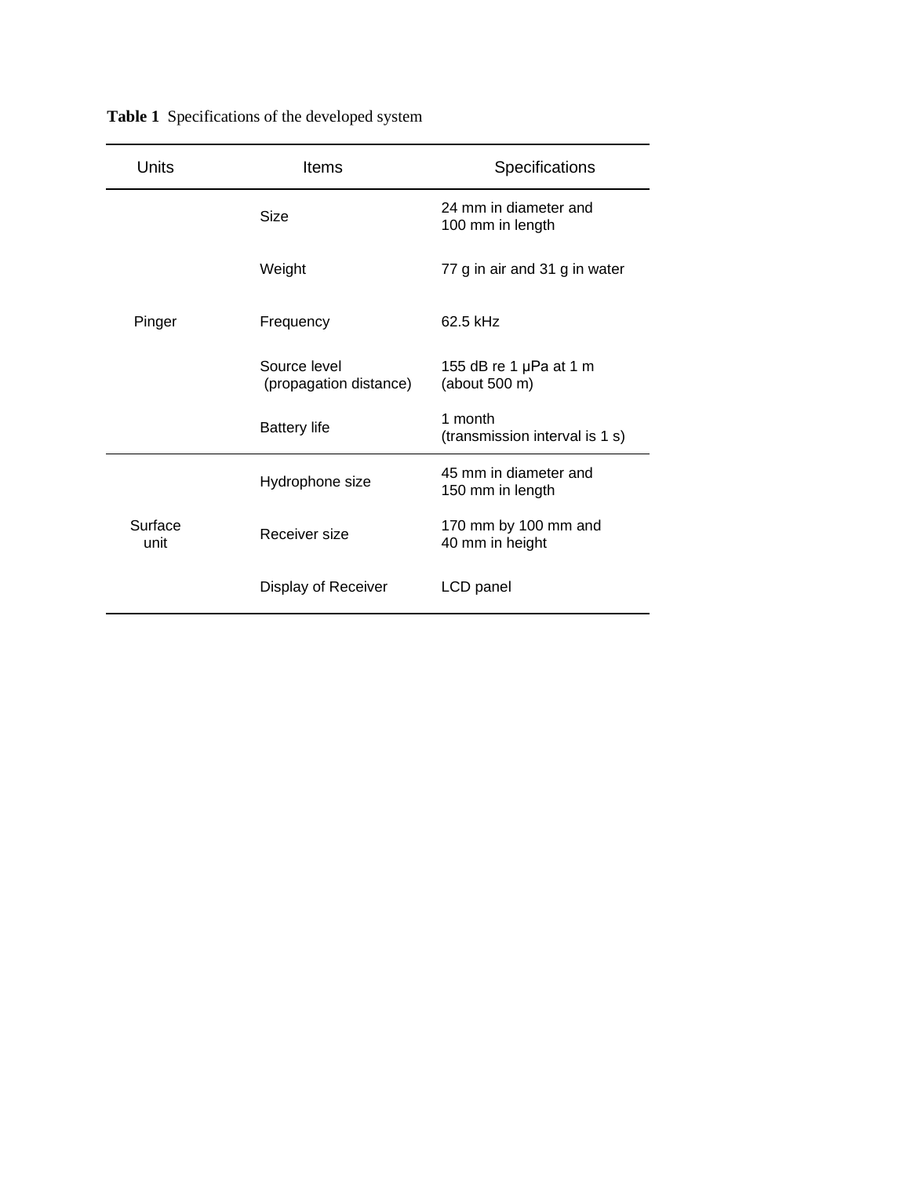**Table 1** Specifications of the developed system

| Units | Items | Specifications |
|---|---|---|
| Pinger | Size | 24 mm in diameter and 100 mm in length |
| | Weight | 77 g in air and 31 g in water |
| | Frequency | 62.5 kHz |
| | Source level (propagation distance) | 155 dB re 1 μPa at 1 m (about 500 m) |
| | Battery life | 1 month (transmission interval is 1 s) |
| Surface unit | Hydrophone size | 45 mm in diameter and 150 mm in length |
| | Receiver size | 170 mm by 100 mm and 40 mm in height |
| | Display of Receiver | LCD panel |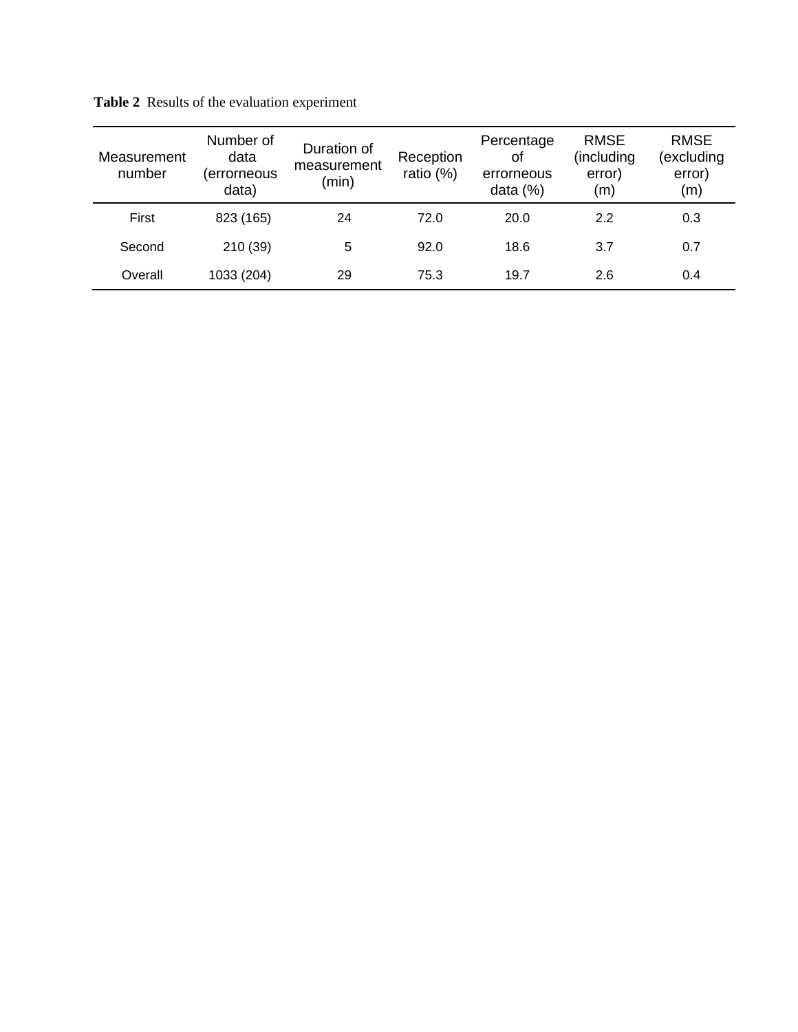**Table 2** Results of the evaluation experiment

| Measurement number | Number of data (errorneous data) | Duration of measurement (min) | Reception ratio (%) | Percentage of errorneous data (%) | RMSE (including error) (m) | RMSE (excluding error) (m) |
|---|---|---|---|---|---|---|
| First | 823 (165) | 24 | 72.0 | 20.0 | 2.2 | 0.3 |
| Second | 210 (39) | 5 | 92.0 | 18.6 | 3.7 | 0.7 |
| Overall | 1033 (204) | 29 | 75.3 | 19.7 | 2.6 | 0.4 |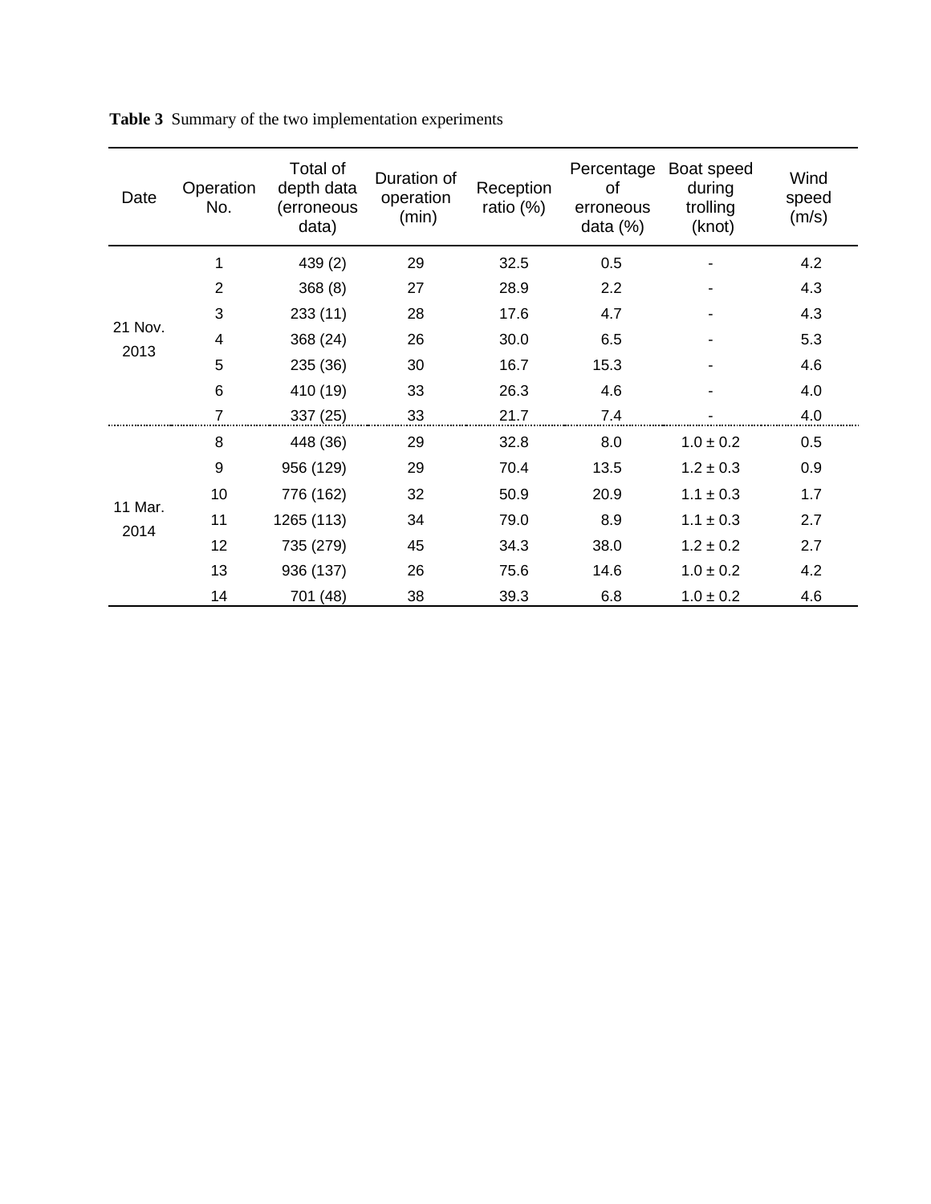**Table 3** Summary of the two implementation experiments

| Date | Operation No. | Total of depth data (erroneous data) | Duration of operation (min) | Reception ratio (%) | Percentage of erroneous data (%) | Boat speed during trolling (knot) | Wind speed (m/s) |
|---|---|---|---|---|---|---|---|
| 21 Nov. 2013 | 1 | 439 (2) | 29 | 32.5 | 0.5 | - | 4.2 |
| | 2 | 368 (8) | 27 | 28.9 | 2.2 | - | 4.3 |
| | 3 | 233 (11) | 28 | 17.6 | 4.7 | - | 4.3 |
| | 4 | 368 (24) | 26 | 30.0 | 6.5 | - | 5.3 |
| | 5 | 235 (36) | 30 | 16.7 | 15.3 | - | 4.6 |
| | 6 | 410 (19) | 33 | 26.3 | 4.6 | - | 4.0 |
| | 7 | 337 (25) | 33 | 21.7 | 7.4 | - | 4.0 |
| 11 Mar. 2014 | 8 | 448 (36) | 29 | 32.8 | 8.0 | 1.0 ± 0.2 | 0.5 |
| | 9 | 956 (129) | 29 | 70.4 | 13.5 | 1.2 ± 0.3 | 0.9 |
| | 10 | 776 (162) | 32 | 50.9 | 20.9 | 1.1 ± 0.3 | 1.7 |
| | 11 | 1265 (113) | 34 | 79.0 | 8.9 | 1.1 ± 0.3 | 2.7 |
| | 12 | 735 (279) | 45 | 34.3 | 38.0 | 1.2 ± 0.2 | 2.7 |
| | 13 | 936 (137) | 26 | 75.6 | 14.6 | 1.0 ± 0.2 | 4.2 |
| | 14 | 701 (48) | 38 | 39.3 | 6.8 | 1.0 ± 0.2 | 4.6 |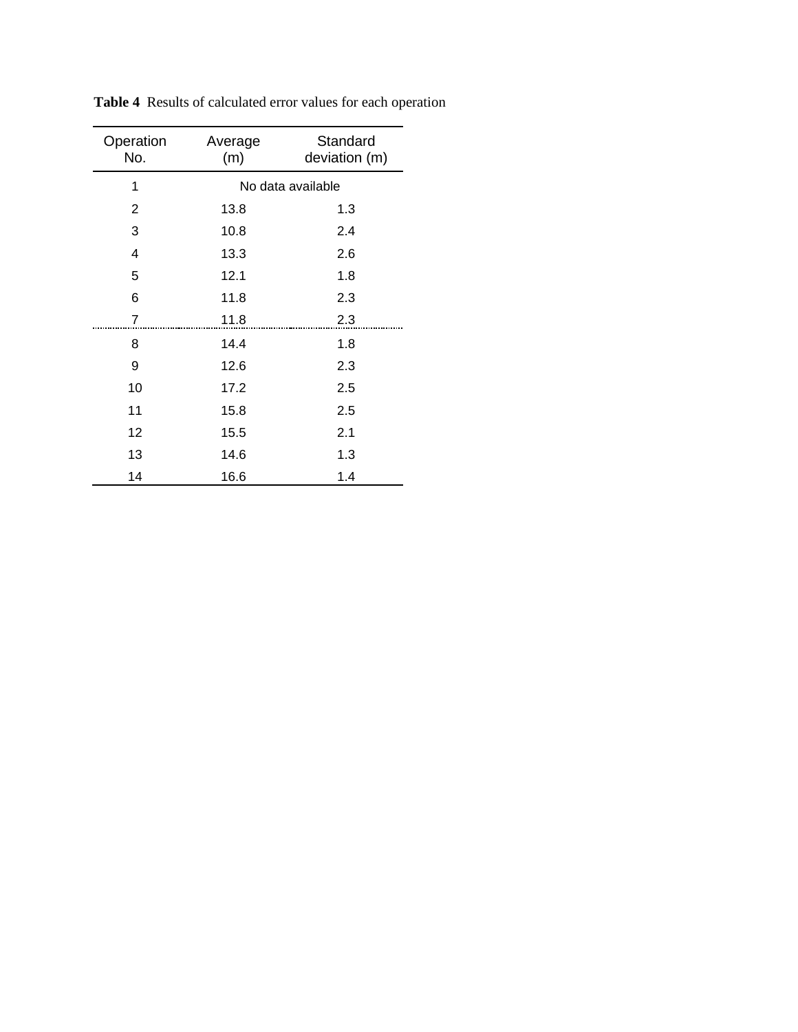**Table 4** Results of calculated error values for each operation

| Operation No. | Average (m) | Standard deviation (m) |
|---|---|---|
| 1 | No data available | |
| 2 | 13.8 | 1.3 |
| 3 | 10.8 | 2.4 |
| 4 | 13.3 | 2.6 |
| 5 | 12.1 | 1.8 |
| 6 | 11.8 | 2.3 |
| 7 | 11.8 | 2.3 |
| 8 | 14.4 | 1.8 |
| 9 | 12.6 | 2.3 |
| 10 | 17.2 | 2.5 |
| 11 | 15.8 | 2.5 |
| 12 | 15.5 | 2.1 |
| 13 | 14.6 | 1.3 |
| 14 | 16.6 | 1.4 |